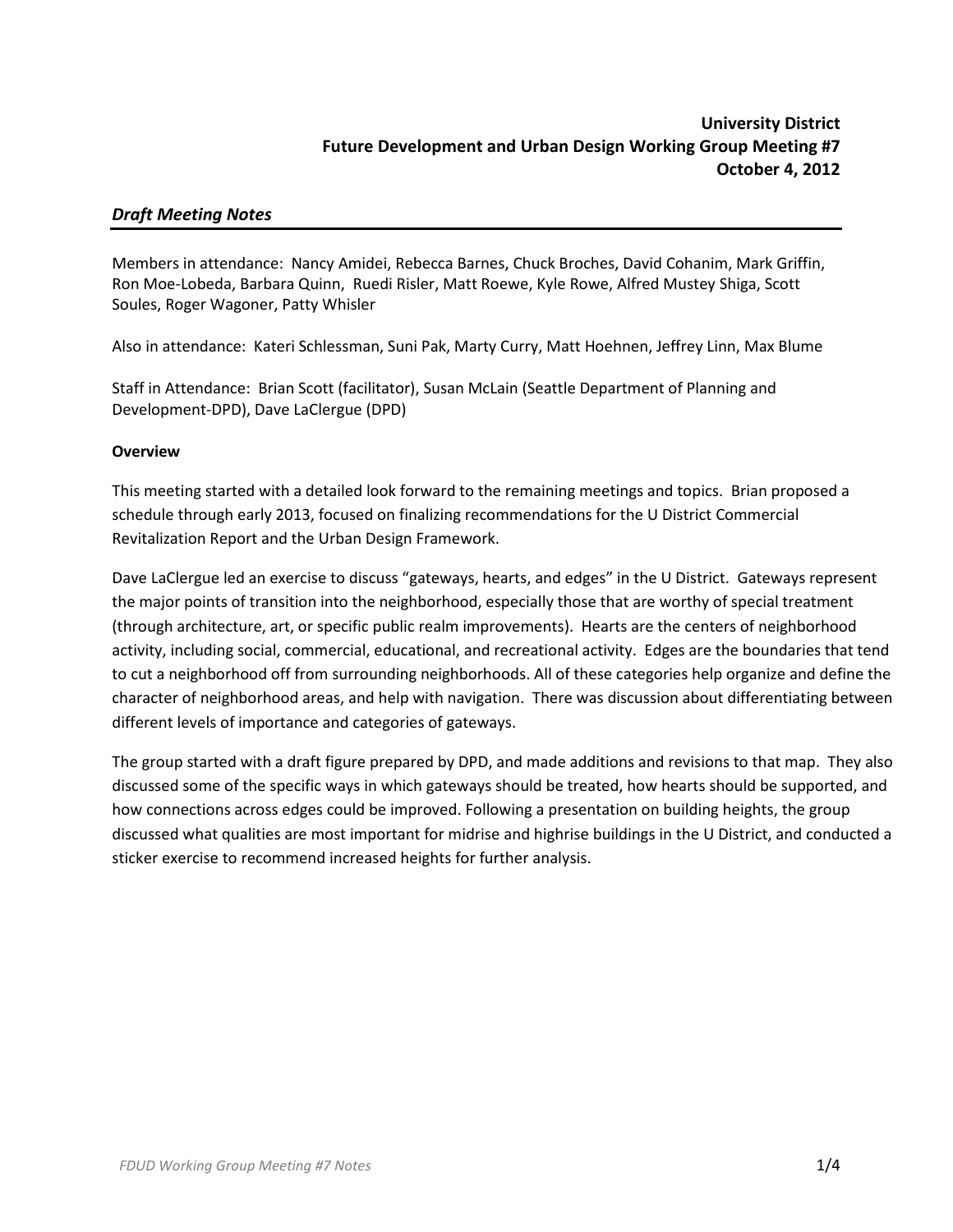**University District**
**Future Development and Urban Design Working Group Meeting #7**
**October 4, 2012**

## *Draft Meeting Notes*

Members in attendance: Nancy Amidei, Rebecca Barnes, Chuck Broches, David Cohanim, Mark Griffin, Ron Moe-Lobeda, Barbara Quinn, Ruedi Risler, Matt Roewe, Kyle Rowe, Alfred Mustey Shiga, Scott Soules, Roger Wagoner, Patty Whisler

Also in attendance: Kateri Schlessman, Suni Pak, Marty Curry, Matt Hoehnen, Jeffrey Linn, Max Blume

Staff in Attendance: Brian Scott (facilitator), Susan McLain (Seattle Department of Planning and Development-DPD), Dave LaClergue (DPD)

### Overview

This meeting started with a detailed look forward to the remaining meetings and topics. Brian proposed a schedule through early 2013, focused on finalizing recommendations for the U District Commercial Revitalization Report and the Urban Design Framework.

Dave LaClergue led an exercise to discuss "gateways, hearts, and edges" in the U District. Gateways represent the major points of transition into the neighborhood, especially those that are worthy of special treatment (through architecture, art, or specific public realm improvements). Hearts are the centers of neighborhood activity, including social, commercial, educational, and recreational activity. Edges are the boundaries that tend to cut a neighborhood off from surrounding neighborhoods. All of these categories help organize and define the character of neighborhood areas, and help with navigation. There was discussion about differentiating between different levels of importance and categories of gateways.

The group started with a draft figure prepared by DPD, and made additions and revisions to that map. They also discussed some of the specific ways in which gateways should be treated, how hearts should be supported, and how connections across edges could be improved. Following a presentation on building heights, the group discussed what qualities are most important for midrise and highrise buildings in the U District, and conducted a sticker exercise to recommend increased heights for further analysis.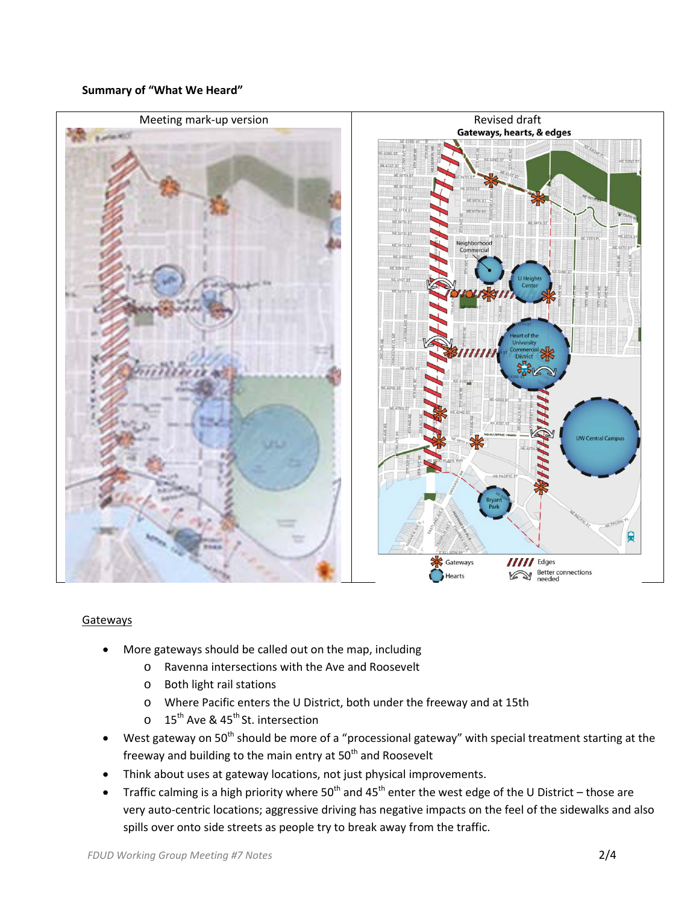**Summary of "What We Heard"**

| Meeting mark-up version | Revised draft |
| --- | --- |
| | **Gateways, hearts, & edges** |

## Gateways

- More gateways should be called out on the map, including
  - Ravenna intersections with the Ave and Roosevelt
  - Both light rail stations
  - Where Pacific enters the U District, both under the freeway and at 15th
  - 15th Ave & 45th St. intersection
- West gateway on 50th should be more of a "processional gateway" with special treatment starting at the freeway and building to the main entry at 50th and Roosevelt
- Think about uses at gateway locations, not just physical improvements.
- Traffic calming is a high priority where 50th and 45th enter the west edge of the U District – those are very auto-centric locations; aggressive driving has negative impacts on the feel of the sidewalks and also spills over onto side streets as people try to break away from the traffic.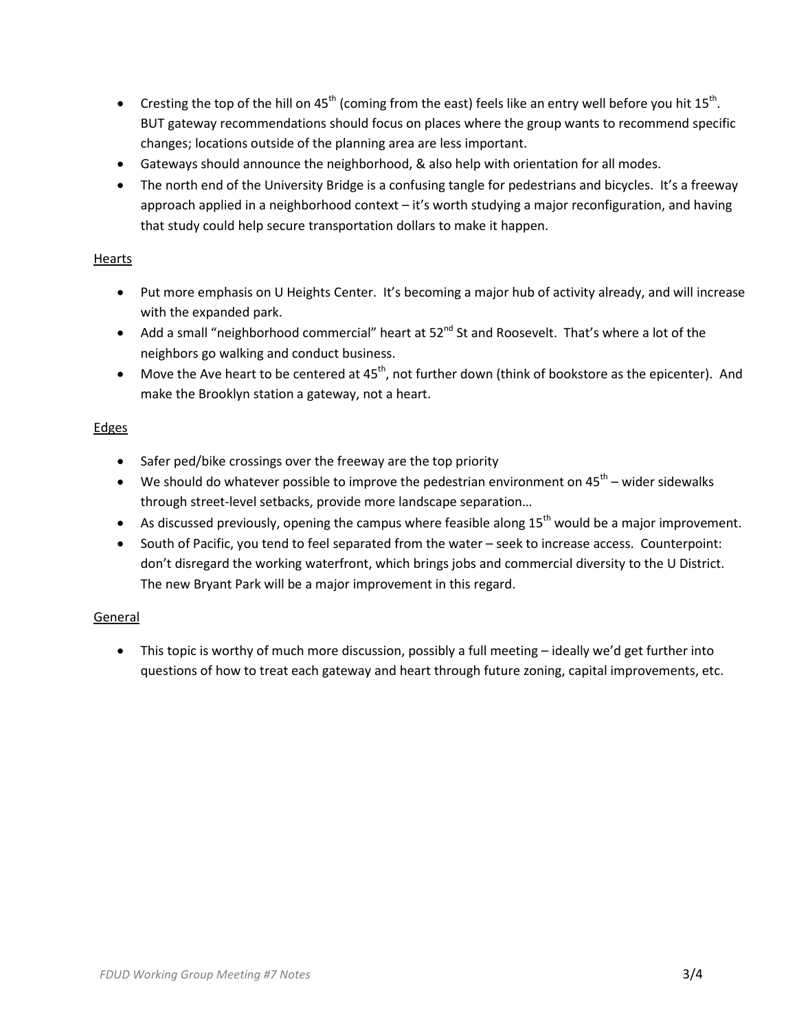- Cresting the top of the hill on 45th (coming from the east) feels like an entry well before you hit 15th. BUT gateway recommendations should focus on places where the group wants to recommend specific changes; locations outside of the planning area are less important.
- Gateways should announce the neighborhood, & also help with orientation for all modes.
- The north end of the University Bridge is a confusing tangle for pedestrians and bicycles. It's a freeway approach applied in a neighborhood context – it's worth studying a major reconfiguration, and having that study could help secure transportation dollars to make it happen.

Hearts

- Put more emphasis on U Heights Center. It's becoming a major hub of activity already, and will increase with the expanded park.
- Add a small "neighborhood commercial" heart at 52nd St and Roosevelt. That's where a lot of the neighbors go walking and conduct business.
- Move the Ave heart to be centered at 45th, not further down (think of bookstore as the epicenter). And make the Brooklyn station a gateway, not a heart.

Edges

- Safer ped/bike crossings over the freeway are the top priority
- We should do whatever possible to improve the pedestrian environment on 45th – wider sidewalks through street-level setbacks, provide more landscape separation…
- As discussed previously, opening the campus where feasible along 15th would be a major improvement.
- South of Pacific, you tend to feel separated from the water – seek to increase access. Counterpoint: don't disregard the working waterfront, which brings jobs and commercial diversity to the U District. The new Bryant Park will be a major improvement in this regard.

General

- This topic is worthy of much more discussion, possibly a full meeting – ideally we'd get further into questions of how to treat each gateway and heart through future zoning, capital improvements, etc.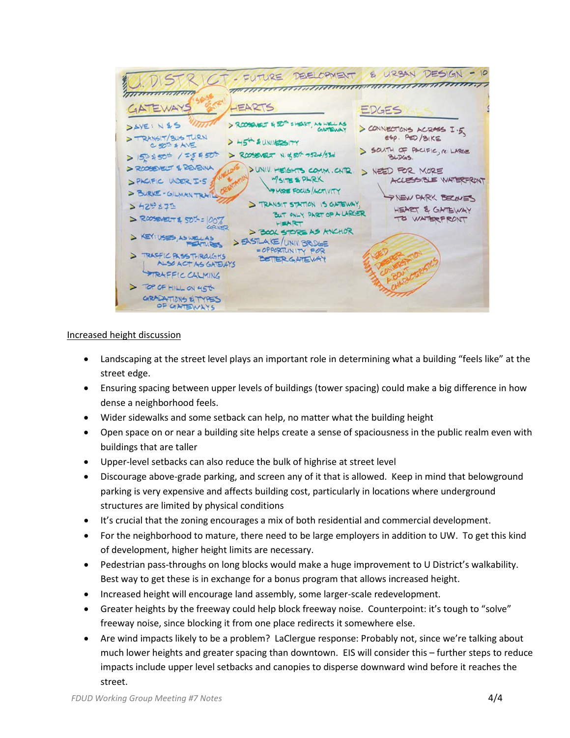Increased height discussion

- Landscaping at the street level plays an important role in determining what a building "feels like" at the street edge.
- Ensuring spacing between upper levels of buildings (tower spacing) could make a big difference in how dense a neighborhood feels.
- Wider sidewalks and some setback can help, no matter what the building height
- Open space on or near a building site helps create a sense of spaciousness in the public realm even with buildings that are taller
- Upper-level setbacks can also reduce the bulk of highrise at street level
- Discourage above-grade parking, and screen any of it that is allowed. Keep in mind that belowground parking is very expensive and affects building cost, particularly in locations where underground structures are limited by physical conditions
- It's crucial that the zoning encourages a mix of both residential and commercial development.
- For the neighborhood to mature, there need to be large employers in addition to UW. To get this kind of development, higher height limits are necessary.
- Pedestrian pass-throughs on long blocks would make a huge improvement to U District's walkability. Best way to get these is in exchange for a bonus program that allows increased height.
- Increased height will encourage land assembly, some larger-scale redevelopment.
- Greater heights by the freeway could help block freeway noise. Counterpoint: it's tough to "solve" freeway noise, since blocking it from one place redirects it somewhere else.
- Are wind impacts likely to be a problem? LaClergue response: Probably not, since we're talking about much lower heights and greater spacing than downtown. EIS will consider this – further steps to reduce impacts include upper level setbacks and canopies to disperse downward wind before it reaches the street.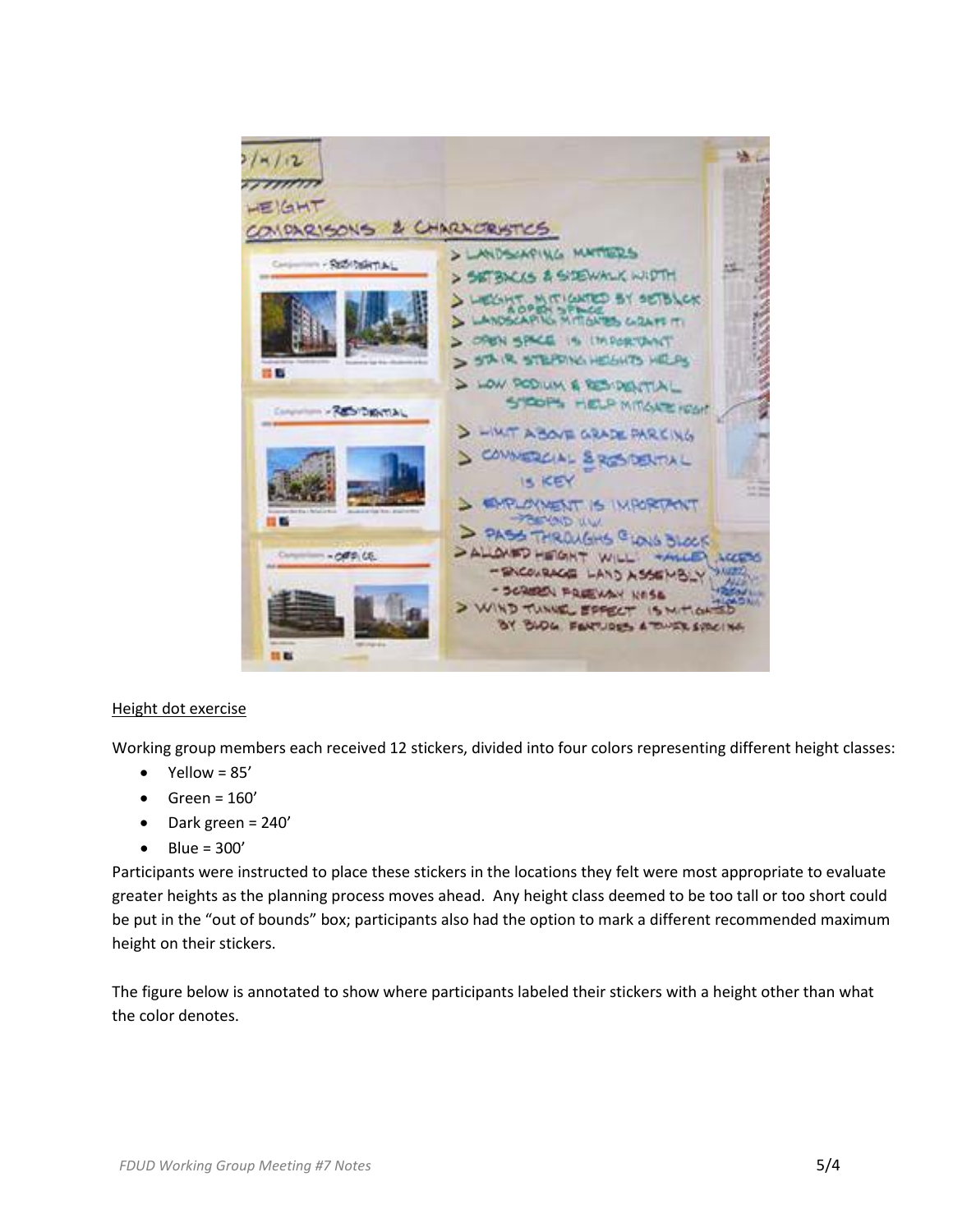## Height dot exercise

Working group members each received 12 stickers, divided into four colors representing different height classes:

- Yellow = 85'
- Green = 160'
- Dark green = 240'
- Blue = 300'

Participants were instructed to place these stickers in the locations they felt were most appropriate to evaluate greater heights as the planning process moves ahead. Any height class deemed to be too tall or too short could be put in the "out of bounds" box; participants also had the option to mark a different recommended maximum height on their stickers.

The figure below is annotated to show where participants labeled their stickers with a height other than what the color denotes.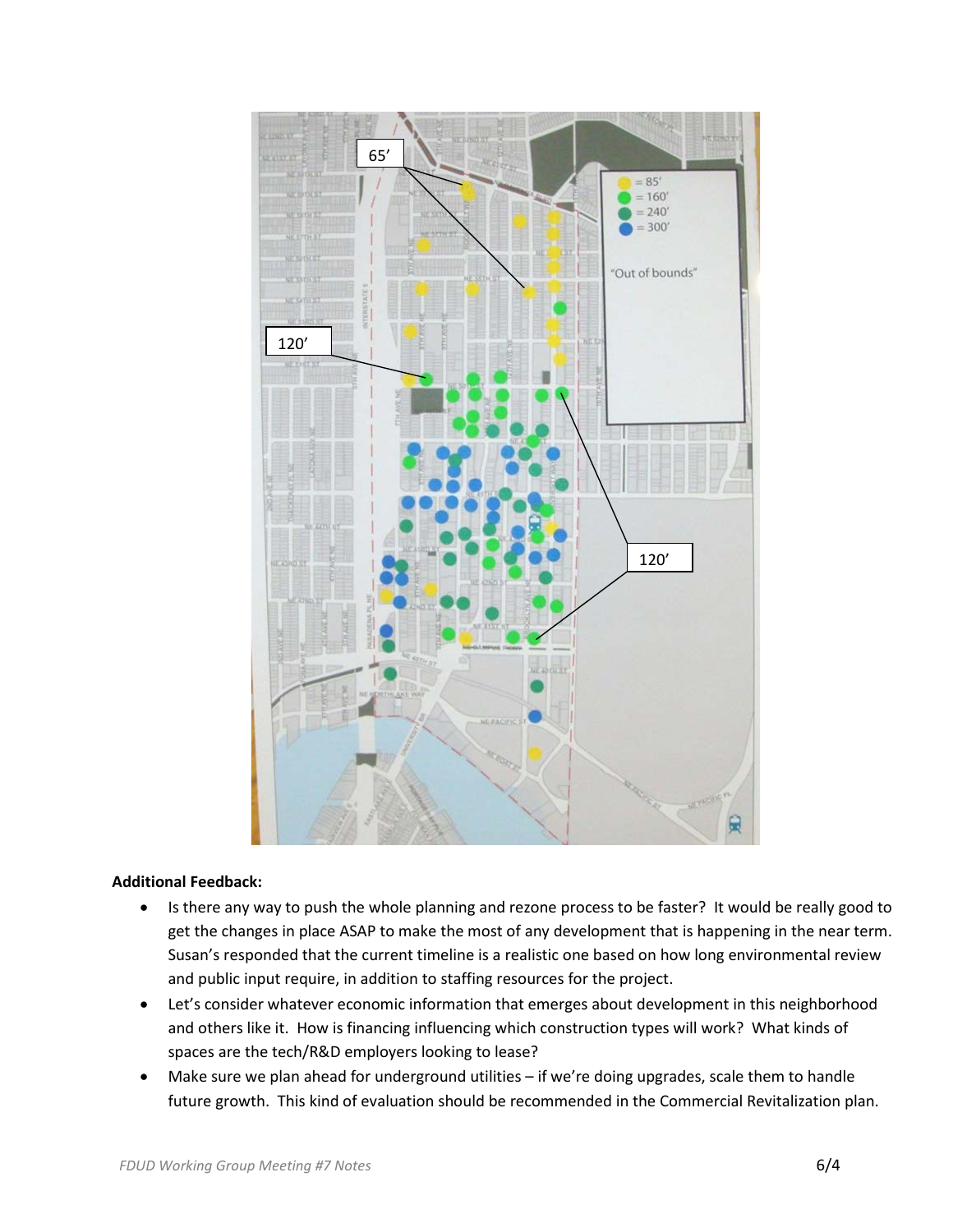**Additional Feedback:**

- Is there any way to push the whole planning and rezone process to be faster? It would be really good to get the changes in place ASAP to make the most of any development that is happening in the near term. Susan's responded that the current timeline is a realistic one based on how long environmental review and public input require, in addition to staffing resources for the project.
- Let's consider whatever economic information that emerges about development in this neighborhood and others like it. How is financing influencing which construction types will work? What kinds of spaces are the tech/R&D employers looking to lease?
- Make sure we plan ahead for underground utilities – if we're doing upgrades, scale them to handle future growth. This kind of evaluation should be recommended in the Commercial Revitalization plan.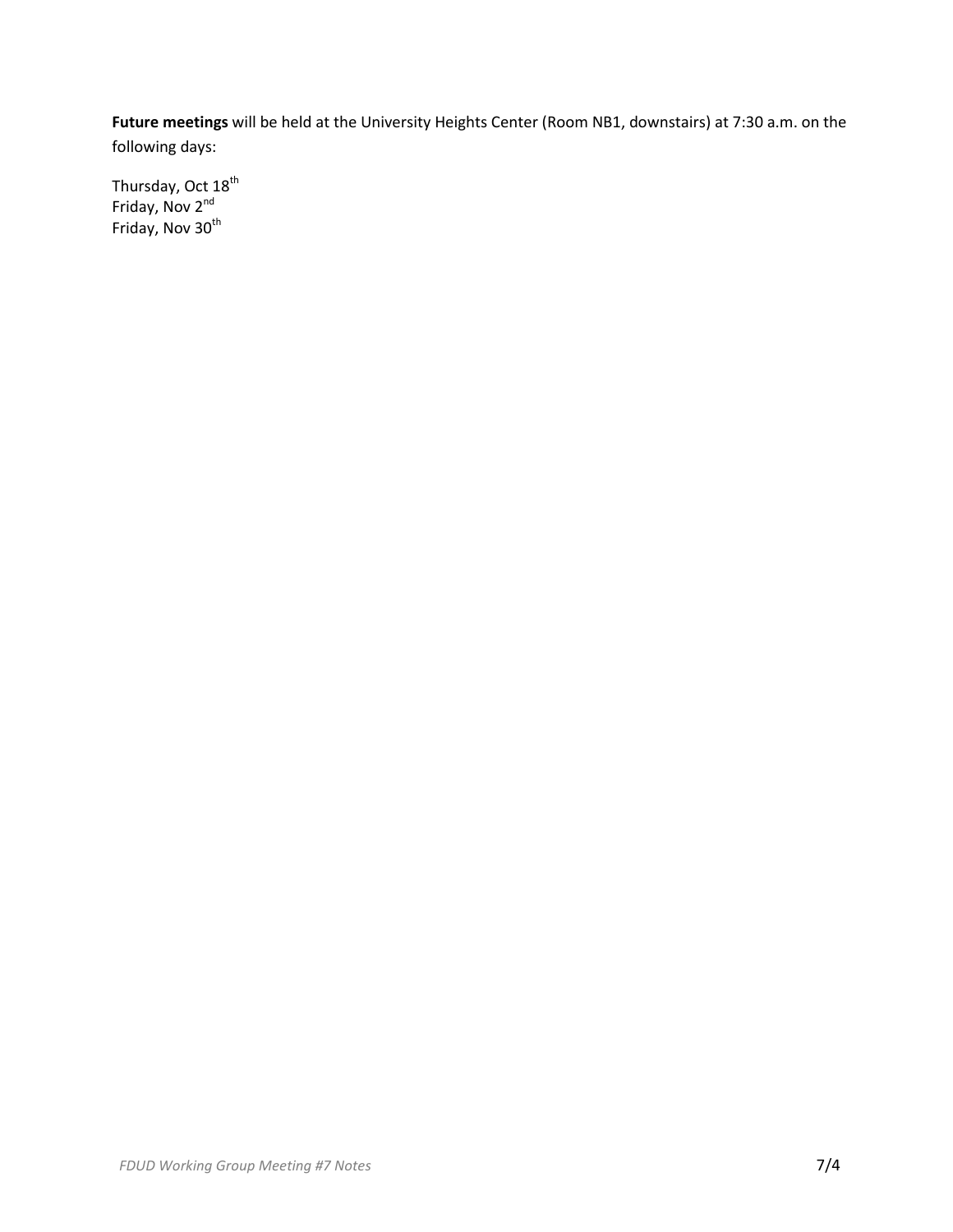**Future meetings** will be held at the University Heights Center (Room NB1, downstairs) at 7:30 a.m. on the following days:

Thursday, Oct 18th
Friday, Nov 2nd
Friday, Nov 30th